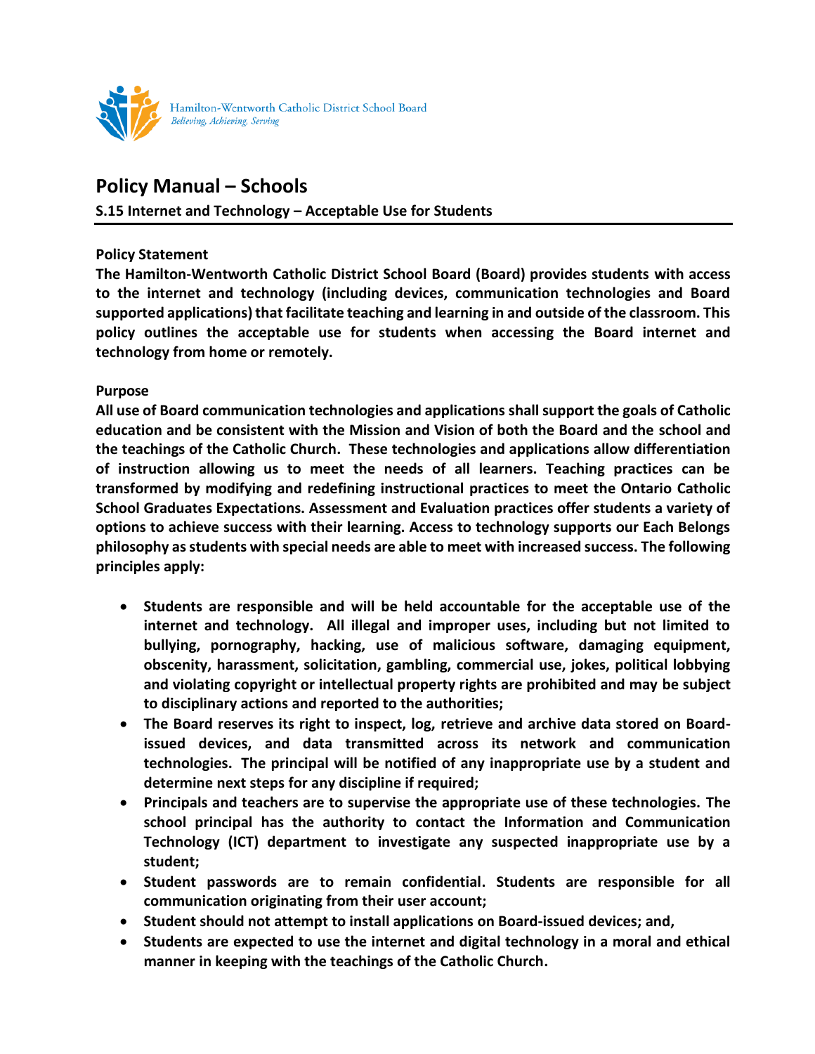Hamilton-Wentworth Catholic District School Board
*Believing, Achieving, Serving*

# Policy Manual – Schools

## S.15 Internet and Technology – Acceptable Use for Students

**Policy Statement**

**The Hamilton-Wentworth Catholic District School Board (Board) provides students with access to the internet and technology (including devices, communication technologies and Board supported applications) that facilitate teaching and learning in and outside of the classroom. This policy outlines the acceptable use for students when accessing the Board internet and technology from home or remotely.**

**Purpose**

**All use of Board communication technologies and applications shall support the goals of Catholic education and be consistent with the Mission and Vision of both the Board and the school and the teachings of the Catholic Church. These technologies and applications allow differentiation of instruction allowing us to meet the needs of all learners. Teaching practices can be transformed by modifying and redefining instructional practices to meet the Ontario Catholic School Graduates Expectations. Assessment and Evaluation practices offer students a variety of options to achieve success with their learning. Access to technology supports our Each Belongs philosophy as students with special needs are able to meet with increased success. The following principles apply:**

- **Students are responsible and will be held accountable for the acceptable use of the internet and technology. All illegal and improper uses, including but not limited to bullying, pornography, hacking, use of malicious software, damaging equipment, obscenity, harassment, solicitation, gambling, commercial use, jokes, political lobbying and violating copyright or intellectual property rights are prohibited and may be subject to disciplinary actions and reported to the authorities;**
- **The Board reserves its right to inspect, log, retrieve and archive data stored on Board-issued devices, and data transmitted across its network and communication technologies. The principal will be notified of any inappropriate use by a student and determine next steps for any discipline if required;**
- **Principals and teachers are to supervise the appropriate use of these technologies. The school principal has the authority to contact the Information and Communication Technology (ICT) department to investigate any suspected inappropriate use by a student;**
- **Student passwords are to remain confidential. Students are responsible for all communication originating from their user account;**
- **Student should not attempt to install applications on Board-issued devices; and,**
- **Students are expected to use the internet and digital technology in a moral and ethical manner in keeping with the teachings of the Catholic Church.**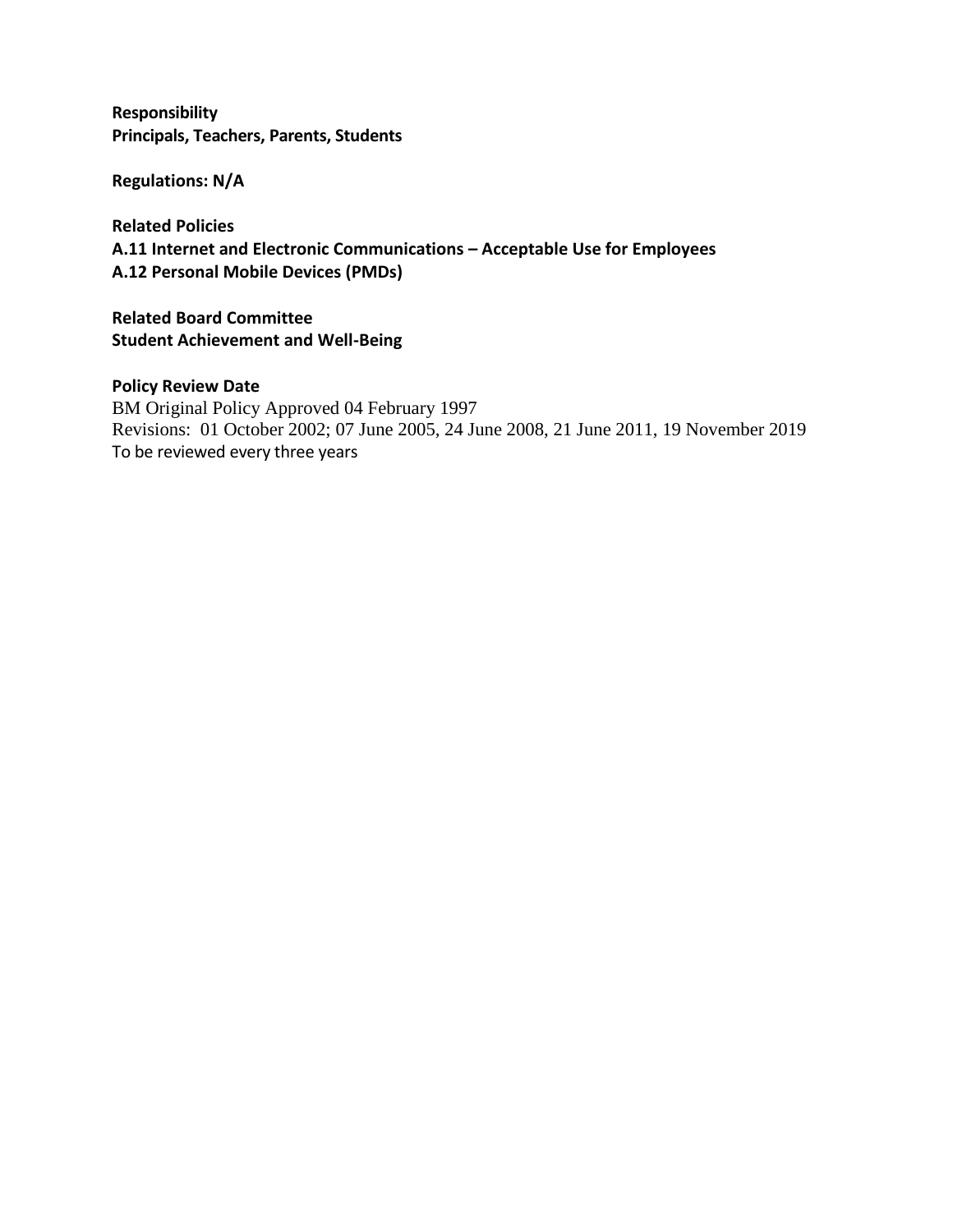**Responsibility**
**Principals, Teachers, Parents, Students**

**Regulations: N/A**

**Related Policies**
**A.11 Internet and Electronic Communications – Acceptable Use for Employees**
**A.12 Personal Mobile Devices (PMDs)**

**Related Board Committee**
**Student Achievement and Well-Being**

**Policy Review Date**
BM Original Policy Approved 04 February 1997
Revisions: 01 October 2002; 07 June 2005, 24 June 2008, 21 June 2011, 19 November 2019
To be reviewed every three years